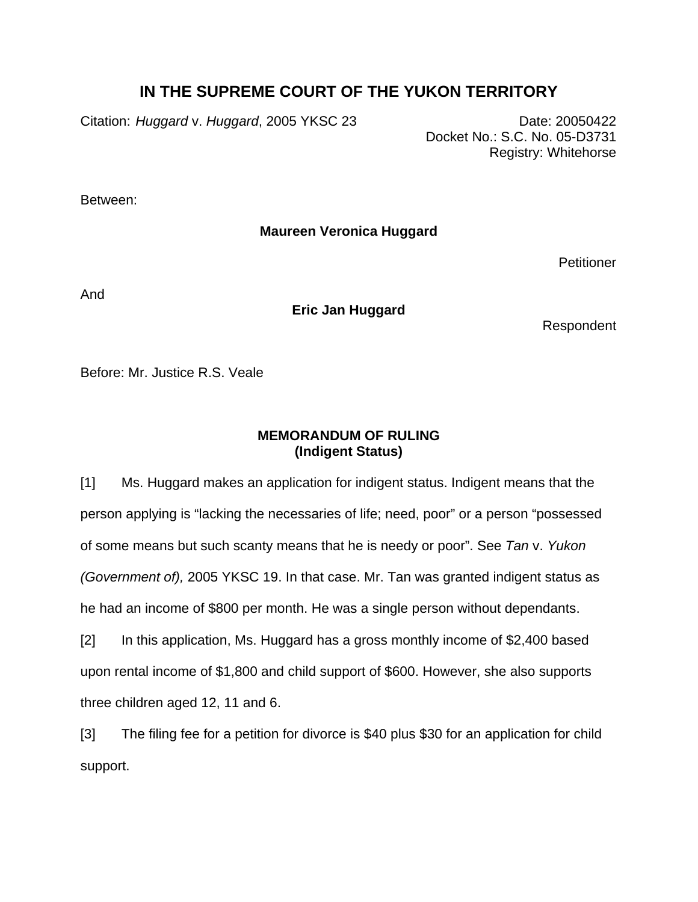# IN THE SUPREME COURT OF THE YUKON TERRITORY

Citation: *Huggard* v. *Huggard*, 2005 YKSC 23

Date: 20050422
Docket No.: S.C. No. 05-D3731
Registry: Whitehorse

Between:

**Maureen Veronica Huggard**

Petitioner

And

**Eric Jan Huggard**

Respondent

Before: Mr. Justice R.S. Veale

**MEMORANDUM OF RULING**
**(Indigent Status)**

[1] Ms. Huggard makes an application for indigent status. Indigent means that the person applying is "lacking the necessaries of life; need, poor" or a person "possessed of some means but such scanty means that he is needy or poor". See *Tan* v. *Yukon (Government of),* 2005 YKSC 19. In that case. Mr. Tan was granted indigent status as he had an income of $800 per month. He was a single person without dependants.

[2] In this application, Ms. Huggard has a gross monthly income of $2,400 based upon rental income of $1,800 and child support of $600. However, she also supports three children aged 12, 11 and 6.

[3] The filing fee for a petition for divorce is $40 plus $30 for an application for child support.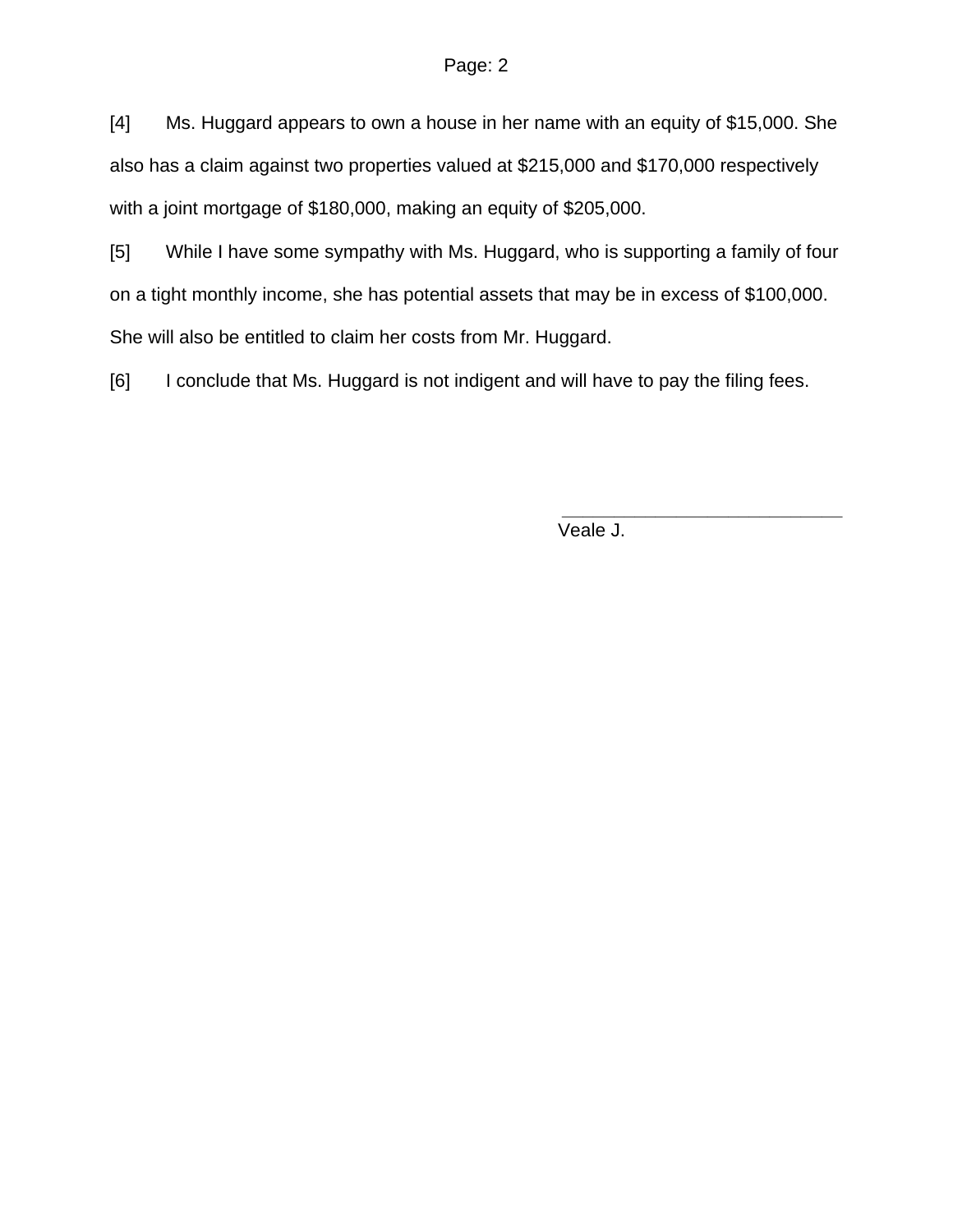[4] Ms. Huggard appears to own a house in her name with an equity of $15,000. She also has a claim against two properties valued at $215,000 and $170,000 respectively with a joint mortgage of $180,000, making an equity of $205,000.

[5] While I have some sympathy with Ms. Huggard, who is supporting a family of four on a tight monthly income, she has potential assets that may be in excess of $100,000. She will also be entitled to claim her costs from Mr. Huggard.

[6] I conclude that Ms. Huggard is not indigent and will have to pay the filing fees.

\_\_\_\_\_\_\_\_\_\_\_\_\_\_\_\_\_\_\_\_\_\_\_\_\_\_\_\_\_\_

Veale J.